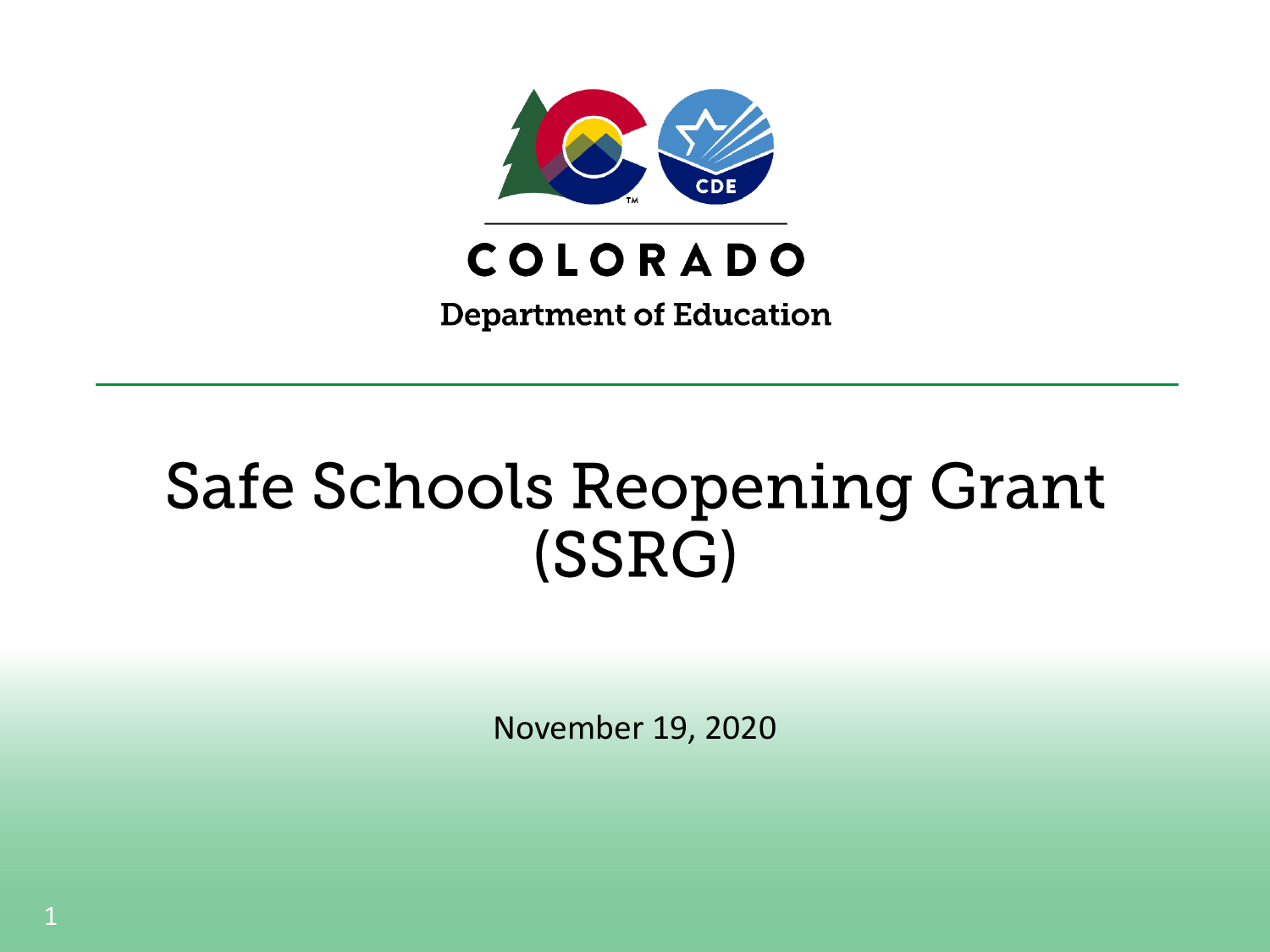COLORADO

Department of Education

# Safe Schools Reopening Grant (SSRG)

November 19, 2020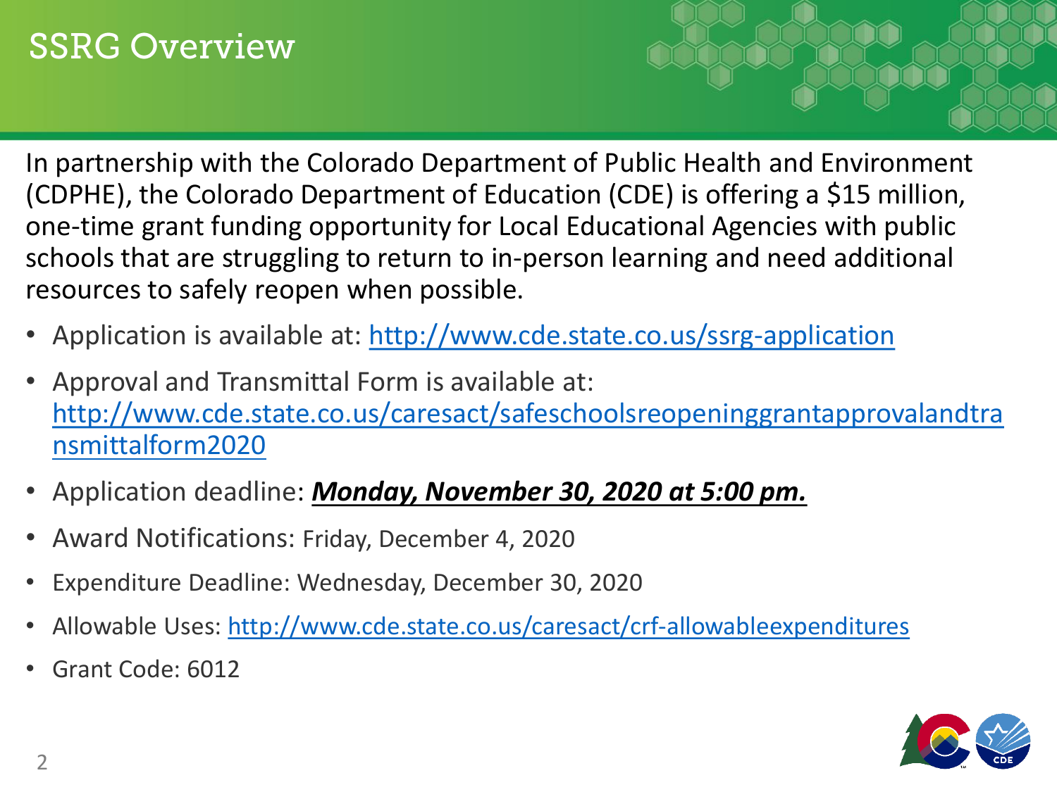# SSRG Overview

In partnership with the Colorado Department of Public Health and Environment (CDPHE), the Colorado Department of Education (CDE) is offering a $15 million, one-time grant funding opportunity for Local Educational Agencies with public schools that are struggling to return to in-person learning and need additional resources to safely reopen when possible.

- Application is available at: http://www.cde.state.co.us/ssrg-application
- Approval and Transmittal Form is available at: http://www.cde.state.co.us/caresact/safeschoolsreopeninggrantapprovalandtransmittalform2020
- Application deadline: ***Monday, November 30, 2020 at 5:00 pm.***
- Award Notifications: Friday, December 4, 2020
- Expenditure Deadline: Wednesday, December 30, 2020
- Allowable Uses: http://www.cde.state.co.us/caresact/crf-allowableexpenditures
- Grant Code: 6012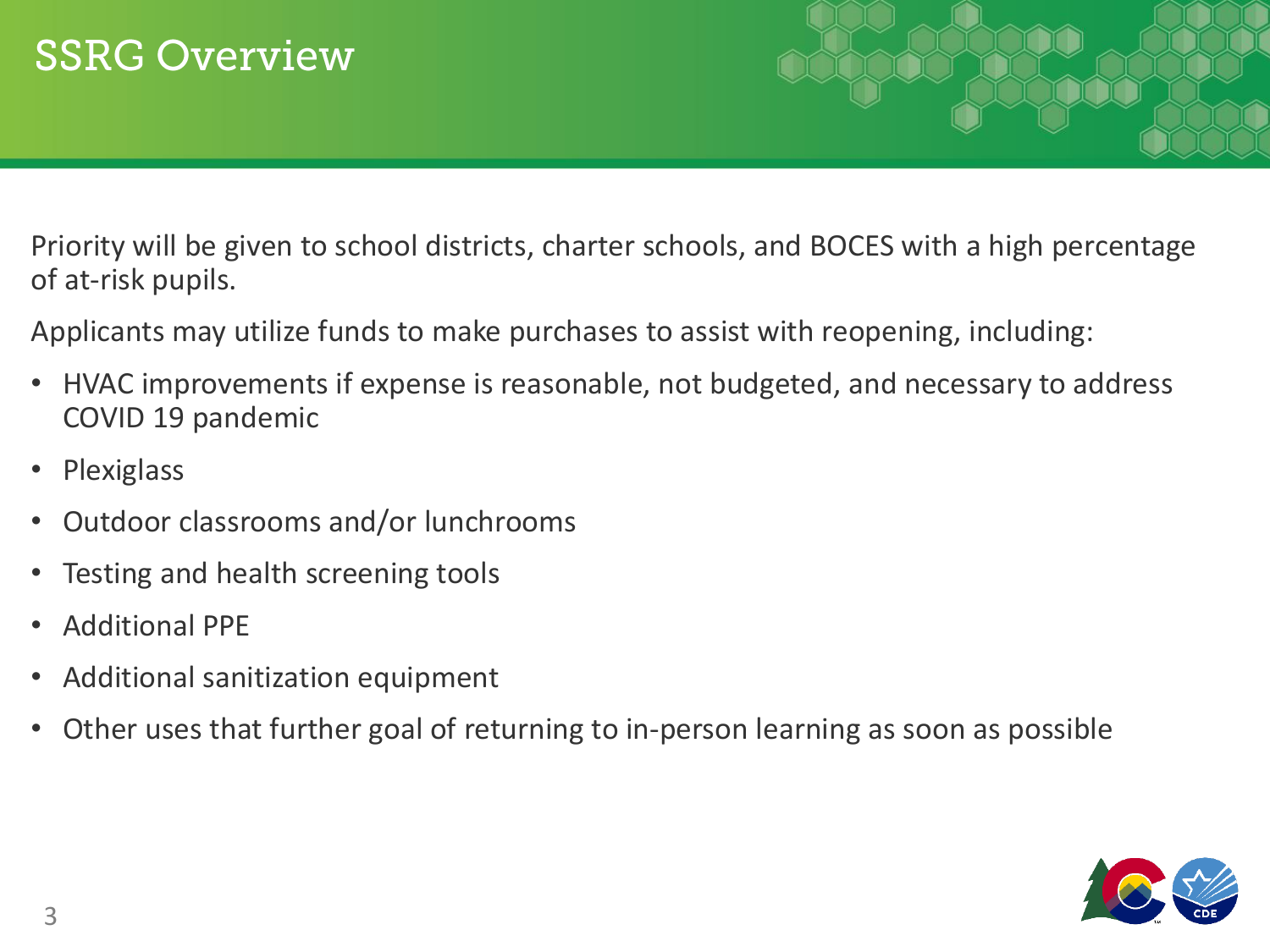# SSRG Overview

Priority will be given to school districts, charter schools, and BOCES with a high percentage of at-risk pupils.

Applicants may utilize funds to make purchases to assist with reopening, including:

- HVAC improvements if expense is reasonable, not budgeted, and necessary to address COVID 19 pandemic
- Plexiglass
- Outdoor classrooms and/or lunchrooms
- Testing and health screening tools
- Additional PPE
- Additional sanitization equipment
- Other uses that further goal of returning to in-person learning as soon as possible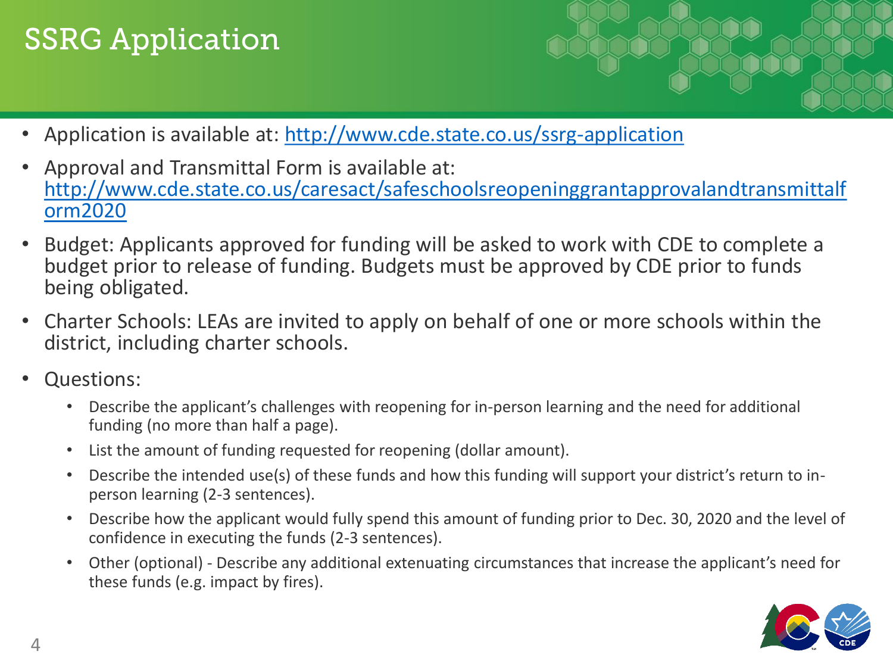# SSRG Application

- Application is available at: [http://www.cde.state.co.us/ssrg-application](http://www.cde.state.co.us/ssrg-application)
- Approval and Transmittal Form is available at: [http://www.cde.state.co.us/caresact/safeschoolsreopeninggrantapprovalandtransmittalform2020](http://www.cde.state.co.us/caresact/safeschoolsreopeninggrantapprovalandtransmittalform2020)
- Budget: Applicants approved for funding will be asked to work with CDE to complete a budget prior to release of funding. Budgets must be approved by CDE prior to funds being obligated.
- Charter Schools: LEAs are invited to apply on behalf of one or more schools within the district, including charter schools.
- Questions:
  - Describe the applicant's challenges with reopening for in-person learning and the need for additional funding (no more than half a page).
  - List the amount of funding requested for reopening (dollar amount).
  - Describe the intended use(s) of these funds and how this funding will support your district's return to in-person learning (2-3 sentences).
  - Describe how the applicant would fully spend this amount of funding prior to Dec. 30, 2020 and the level of confidence in executing the funds (2-3 sentences).
  - Other (optional) - Describe any additional extenuating circumstances that increase the applicant's need for these funds (e.g. impact by fires).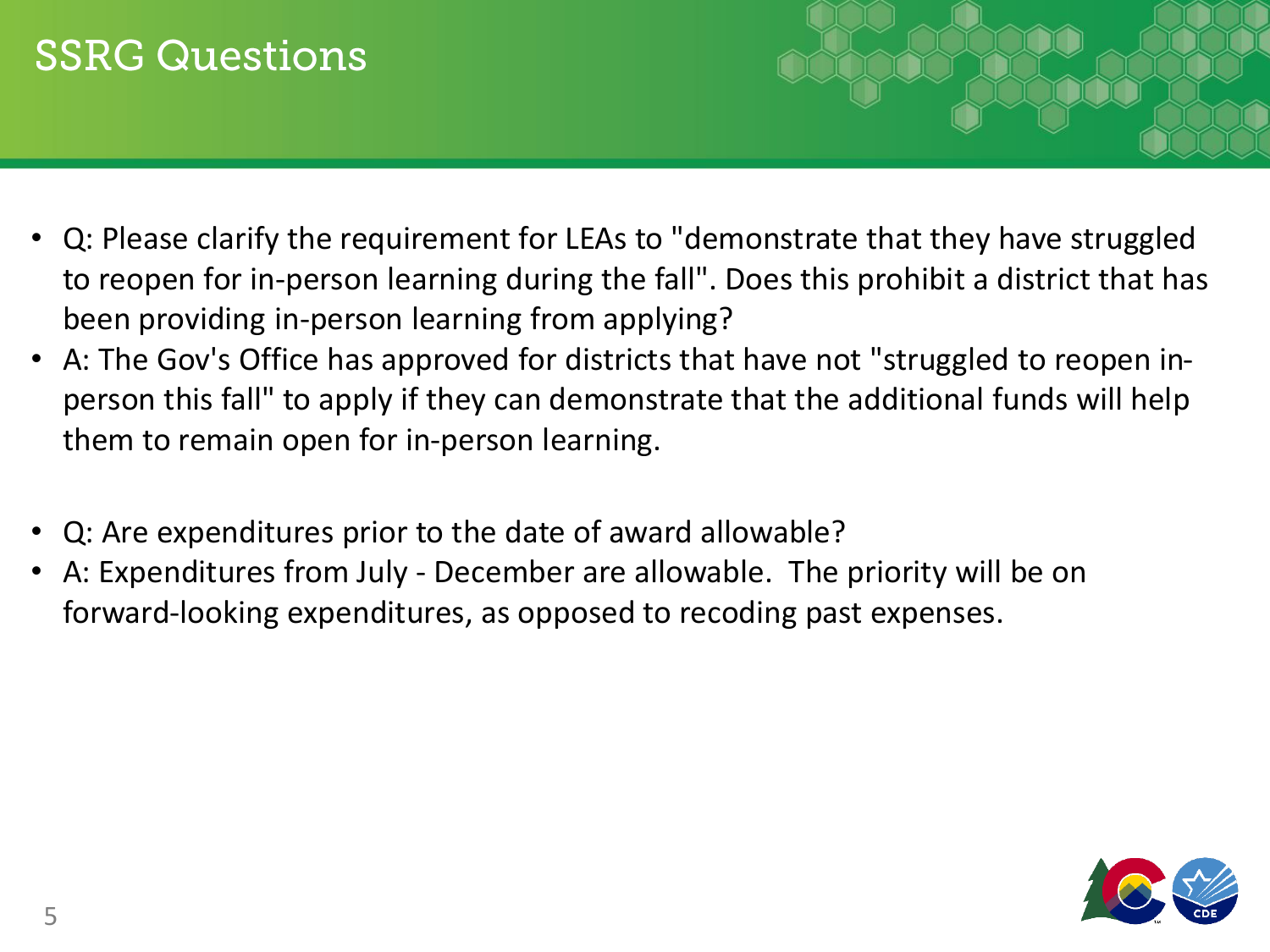# SSRG Questions

- Q: Please clarify the requirement for LEAs to "demonstrate that they have struggled to reopen for in-person learning during the fall". Does this prohibit a district that has been providing in-person learning from applying?
- A: The Gov's Office has approved for districts that have not "struggled to reopen in-person this fall" to apply if they can demonstrate that the additional funds will help them to remain open for in-person learning.

- Q: Are expenditures prior to the date of award allowable?
- A: Expenditures from July - December are allowable. The priority will be on forward-looking expenditures, as opposed to recoding past expenses.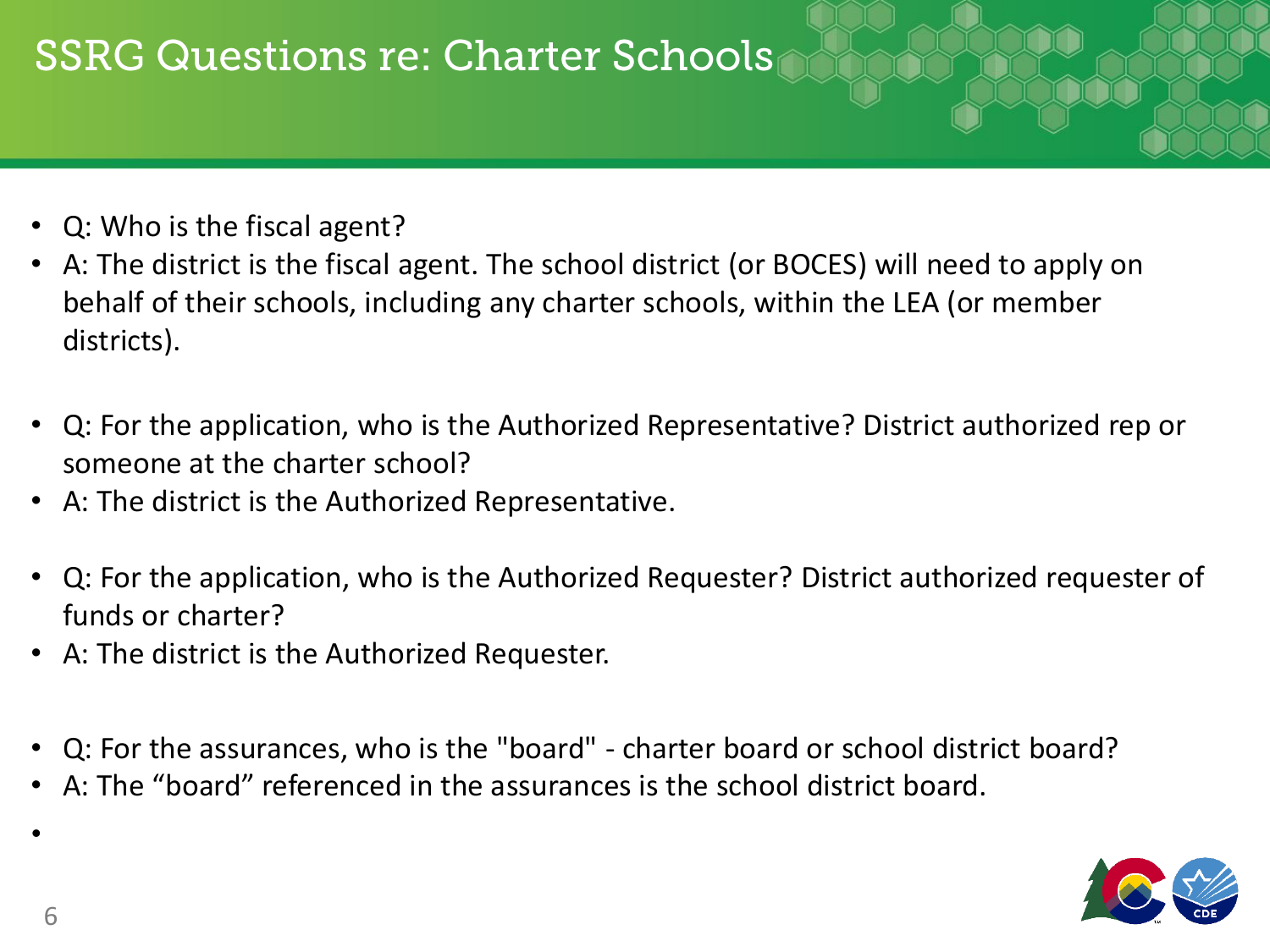# SSRG Questions re: Charter Schools

- Q: Who is the fiscal agent?
- A: The district is the fiscal agent. The school district (or BOCES) will need to apply on behalf of their schools, including any charter schools, within the LEA (or member districts).

- Q: For the application, who is the Authorized Representative? District authorized rep or someone at the charter school?
- A: The district is the Authorized Representative.

- Q: For the application, who is the Authorized Requester? District authorized requester of funds or charter?
- A: The district is the Authorized Requester.

- Q: For the assurances, who is the "board" - charter board or school district board?
- A: The "board" referenced in the assurances is the school district board.